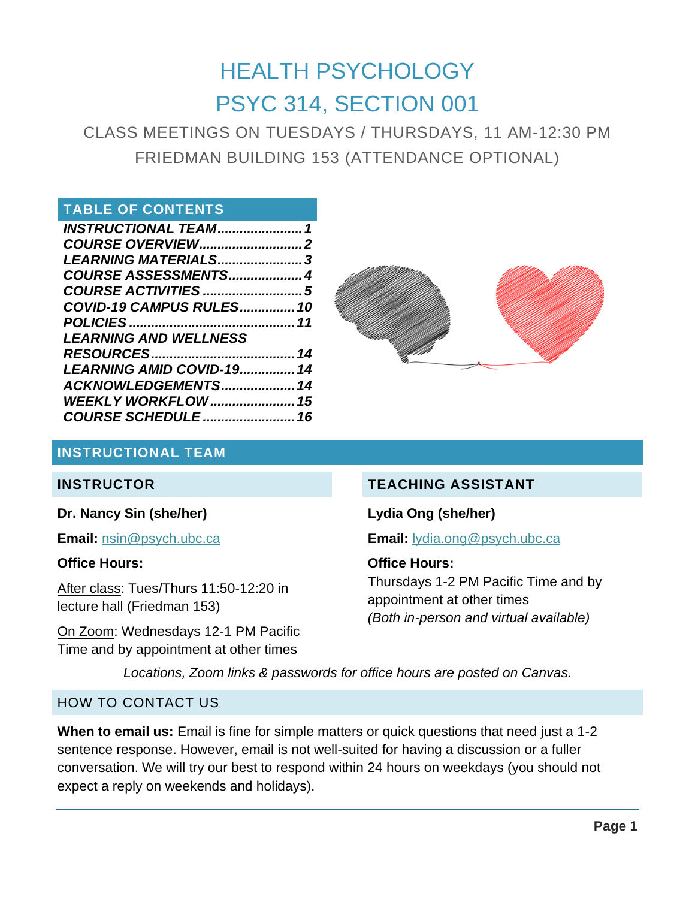# HEALTH PSYCHOLOGY
# PSYC 314, SECTION 001

CLASS MEETINGS ON TUESDAYS / THURSDAYS, 11 AM-12:30 PM

FRIEDMAN BUILDING 153 (ATTENDANCE OPTIONAL)

## TABLE OF CONTENTS

- *INSTRUCTIONAL TEAM*....................... 1
- *COURSE OVERVIEW*............................ 2
- *LEARNING MATERIALS*....................... 3
- *COURSE ASSESSMENTS*..................... 4
- *COURSE ACTIVITIES*............................ 5
- *COVID-19 CAMPUS RULES*................ 10
- *POLICIES*............................................ 11
- *LEARNING AND WELLNESS RESOURCES*....................................... 14
- *LEARNING AMID COVID-19*............... 14
- *ACKNOWLEDGEMENTS*..................... 14
- *WEEKLY WORKFLOW*........................ 15
- *COURSE SCHEDULE*.......................... 16

## INSTRUCTIONAL TEAM

### INSTRUCTOR

**Dr. Nancy Sin (she/her)**

**Email:** nsin@psych.ubc.ca

**Office Hours:**

After class: Tues/Thurs 11:50-12:20 in lecture hall (Friedman 153)

On Zoom: Wednesdays 12-1 PM Pacific Time and by appointment at other times

### TEACHING ASSISTANT

**Lydia Ong (she/her)**

**Email:** lydia.ong@psych.ubc.ca

**Office Hours:**
Thursdays 1-2 PM Pacific Time and by appointment at other times
*(Both in-person and virtual available)*

*Locations, Zoom links & passwords for office hours are posted on Canvas.*

### HOW TO CONTACT US

**When to email us:** Email is fine for simple matters or quick questions that need just a 1-2 sentence response. However, email is not well-suited for having a discussion or a fuller conversation. We will try our best to respond within 24 hours on weekdays (you should not expect a reply on weekends and holidays).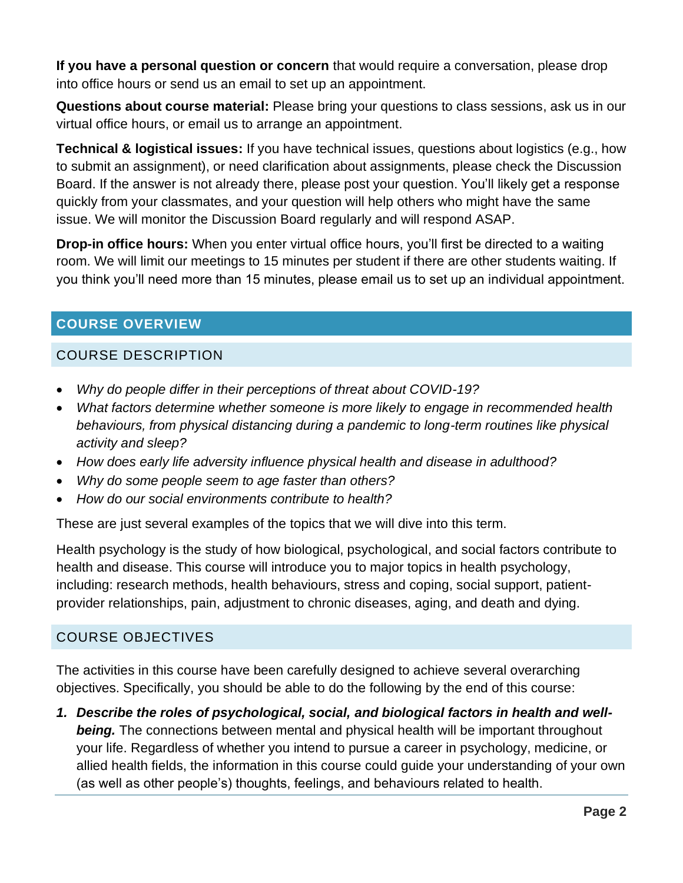**If you have a personal question or concern** that would require a conversation, please drop into office hours or send us an email to set up an appointment.

**Questions about course material:** Please bring your questions to class sessions, ask us in our virtual office hours, or email us to arrange an appointment.

**Technical & logistical issues:** If you have technical issues, questions about logistics (e.g., how to submit an assignment), or need clarification about assignments, please check the Discussion Board. If the answer is not already there, please post your question. You'll likely get a response quickly from your classmates, and your question will help others who might have the same issue. We will monitor the Discussion Board regularly and will respond ASAP.

**Drop-in office hours:** When you enter virtual office hours, you'll first be directed to a waiting room. We will limit our meetings to 15 minutes per student if there are other students waiting. If you think you'll need more than 15 minutes, please email us to set up an individual appointment.

## COURSE OVERVIEW

### COURSE DESCRIPTION

- *Why do people differ in their perceptions of threat about COVID-19?*
- *What factors determine whether someone is more likely to engage in recommended health behaviours, from physical distancing during a pandemic to long-term routines like physical activity and sleep?*
- *How does early life adversity influence physical health and disease in adulthood?*
- *Why do some people seem to age faster than others?*
- *How do our social environments contribute to health?*

These are just several examples of the topics that we will dive into this term.

Health psychology is the study of how biological, psychological, and social factors contribute to health and disease. This course will introduce you to major topics in health psychology, including: research methods, health behaviours, stress and coping, social support, patient-provider relationships, pain, adjustment to chronic diseases, aging, and death and dying.

### COURSE OBJECTIVES

The activities in this course have been carefully designed to achieve several overarching objectives. Specifically, you should be able to do the following by the end of this course:

1. ***Describe the roles of psychological, social, and biological factors in health and well-being.*** The connections between mental and physical health will be important throughout your life. Regardless of whether you intend to pursue a career in psychology, medicine, or allied health fields, the information in this course could guide your understanding of your own (as well as other people's) thoughts, feelings, and behaviours related to health.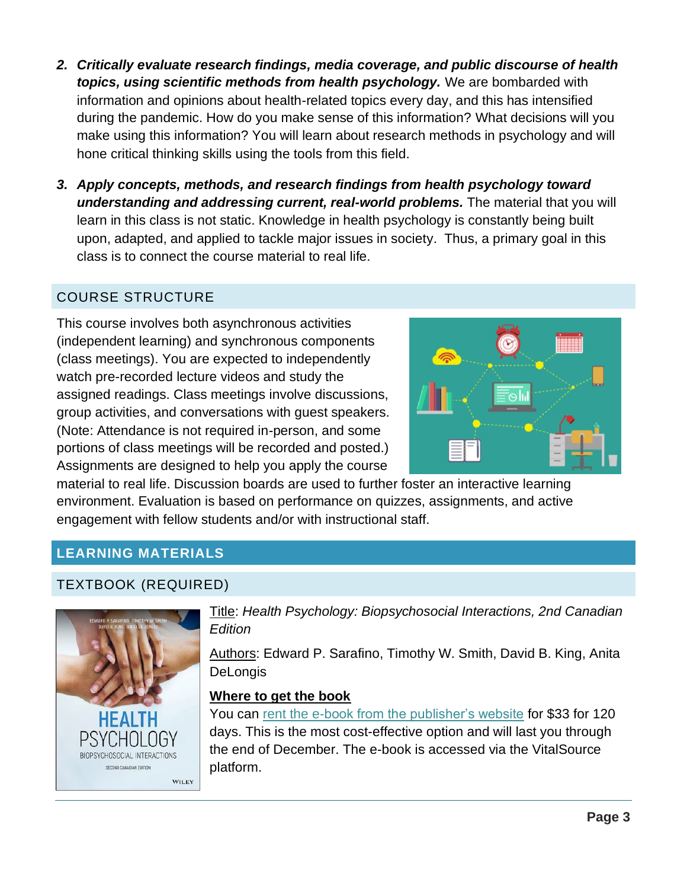2. ***Critically evaluate research findings, media coverage, and public discourse of health topics, using scientific methods from health psychology.*** We are bombarded with information and opinions about health-related topics every day, and this has intensified during the pandemic. How do you make sense of this information? What decisions will you make using this information? You will learn about research methods in psychology and will hone critical thinking skills using the tools from this field.

3. ***Apply concepts, methods, and research findings from health psychology toward understanding and addressing current, real-world problems.*** The material that you will learn in this class is not static. Knowledge in health psychology is constantly being built upon, adapted, and applied to tackle major issues in society. Thus, a primary goal in this class is to connect the course material to real life.

## COURSE STRUCTURE

This course involves both asynchronous activities (independent learning) and synchronous components (class meetings). You are expected to independently watch pre-recorded lecture videos and study the assigned readings. Class meetings involve discussions, group activities, and conversations with guest speakers. (Note: Attendance is not required in-person, and some portions of class meetings will be recorded and posted.) Assignments are designed to help you apply the course material to real life. Discussion boards are used to further foster an interactive learning environment. Evaluation is based on performance on quizzes, assignments, and active engagement with fellow students and/or with instructional staff.

## LEARNING MATERIALS

### TEXTBOOK (REQUIRED)

Title: *Health Psychology: Biopsychosocial Interactions, 2nd Canadian Edition*

Authors: Edward P. Sarafino, Timothy W. Smith, David B. King, Anita DeLongis

**Where to get the book**

You can rent the e-book from the publisher's website for $33 for 120 days. This is the most cost-effective option and will last you through the end of December. The e-book is accessed via the VitalSource platform.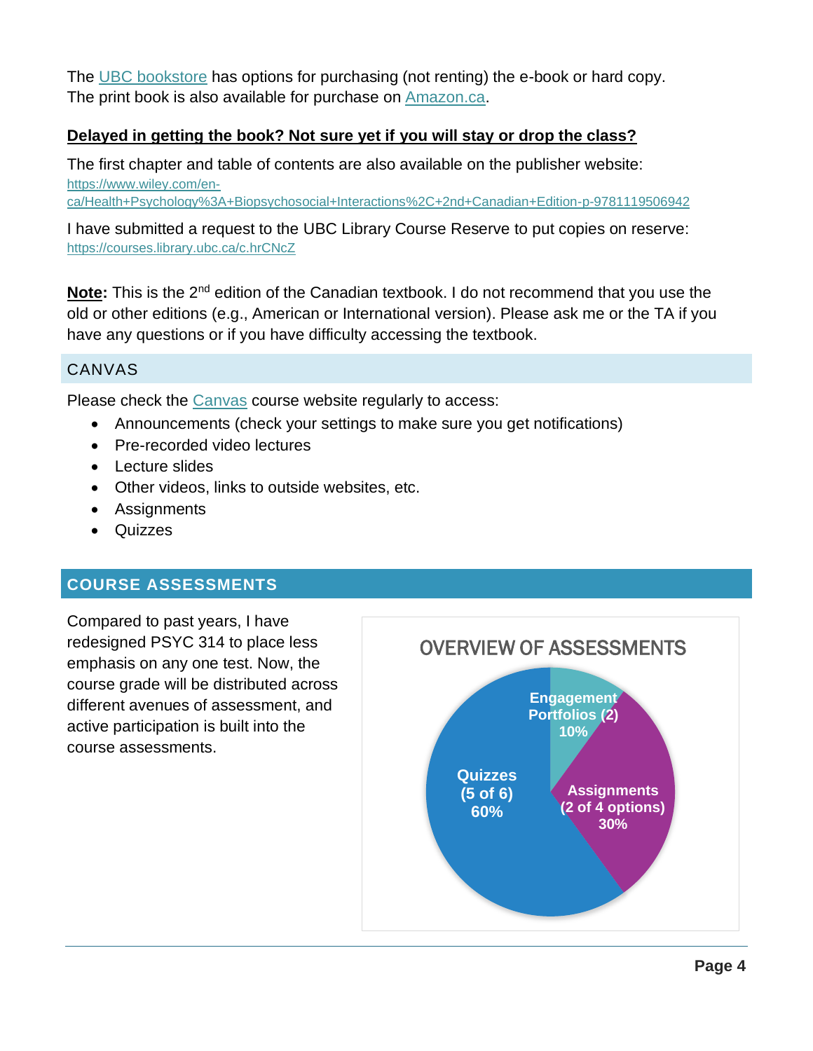The [UBC bookstore](#) has options for purchasing (not renting) the e-book or hard copy. The print book is also available for purchase on [Amazon.ca](#).

**Delayed in getting the book? Not sure yet if you will stay or drop the class?**

The first chapter and table of contents are also available on the publisher website: https://www.wiley.com/en-ca/Health+Psychology%3A+Biopsychosocial+Interactions%2C+2nd+Canadian+Edition-p-9781119506942

I have submitted a request to the UBC Library Course Reserve to put copies on reserve: https://courses.library.ubc.ca/c.hrCNcZ

**Note:** This is the 2nd edition of the Canadian textbook. I do not recommend that you use the old or other editions (e.g., American or International version). Please ask me or the TA if you have any questions or if you have difficulty accessing the textbook.

## CANVAS

Please check the [Canvas](#) course website regularly to access:

- Announcements (check your settings to make sure you get notifications)
- Pre-recorded video lectures
- Lecture slides
- Other videos, links to outside websites, etc.
- Assignments
- Quizzes

## COURSE ASSESSMENTS

Compared to past years, I have redesigned PSYC 314 to place less emphasis on any one test. Now, the course grade will be distributed across different avenues of assessment, and active participation is built into the course assessments.

**OVERVIEW OF ASSESSMENTS**

- Quizzes (5 of 6): 60%
- Assignments (2 of 4 options): 30%
- Engagement Portfolios (2): 10%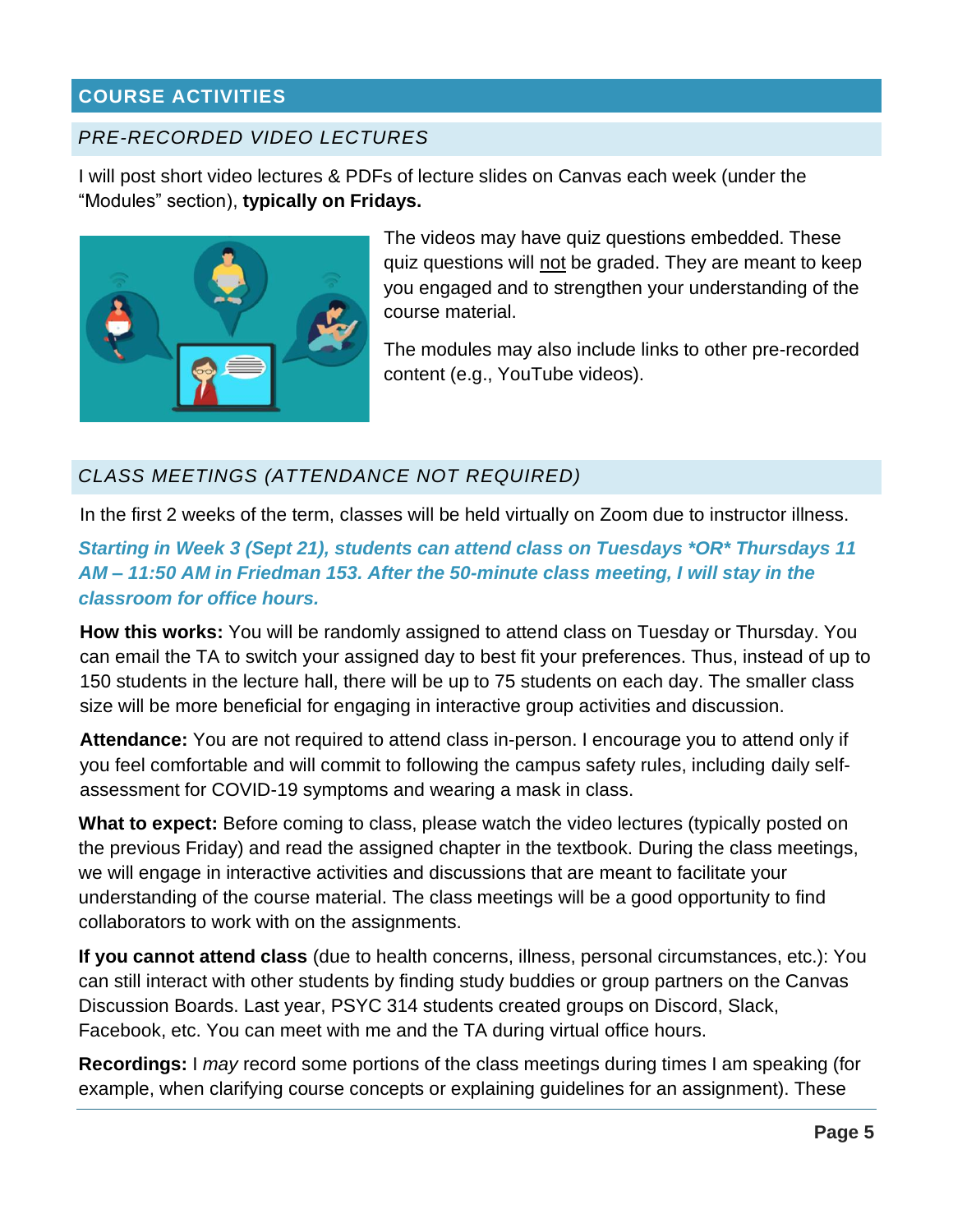## COURSE ACTIVITIES

### *PRE-RECORDED VIDEO LECTURES*

I will post short video lectures & PDFs of lecture slides on Canvas each week (under the “Modules” section), **typically on Fridays.**

The videos may have quiz questions embedded. These quiz questions will not be graded. They are meant to keep you engaged and to strengthen your understanding of the course material.

The modules may also include links to other pre-recorded content (e.g., YouTube videos).

### *CLASS MEETINGS (ATTENDANCE NOT REQUIRED)*

In the first 2 weeks of the term, classes will be held virtually on Zoom due to instructor illness.

***Starting in Week 3 (Sept 21), students can attend class on Tuesdays *OR* Thursdays 11 AM – 11:50 AM in Friedman 153. After the 50-minute class meeting, I will stay in the classroom for office hours.***

**How this works:** You will be randomly assigned to attend class on Tuesday or Thursday. You can email the TA to switch your assigned day to best fit your preferences. Thus, instead of up to 150 students in the lecture hall, there will be up to 75 students on each day. The smaller class size will be more beneficial for engaging in interactive group activities and discussion.

**Attendance:** You are not required to attend class in-person. I encourage you to attend only if you feel comfortable and will commit to following the campus safety rules, including daily self-assessment for COVID-19 symptoms and wearing a mask in class.

**What to expect:** Before coming to class, please watch the video lectures (typically posted on the previous Friday) and read the assigned chapter in the textbook. During the class meetings, we will engage in interactive activities and discussions that are meant to facilitate your understanding of the course material. The class meetings will be a good opportunity to find collaborators to work with on the assignments.

**If you cannot attend class** (due to health concerns, illness, personal circumstances, etc.): You can still interact with other students by finding study buddies or group partners on the Canvas Discussion Boards. Last year, PSYC 314 students created groups on Discord, Slack, Facebook, etc. You can meet with me and the TA during virtual office hours.

**Recordings:** I *may* record some portions of the class meetings during times I am speaking (for example, when clarifying course concepts or explaining guidelines for an assignment). These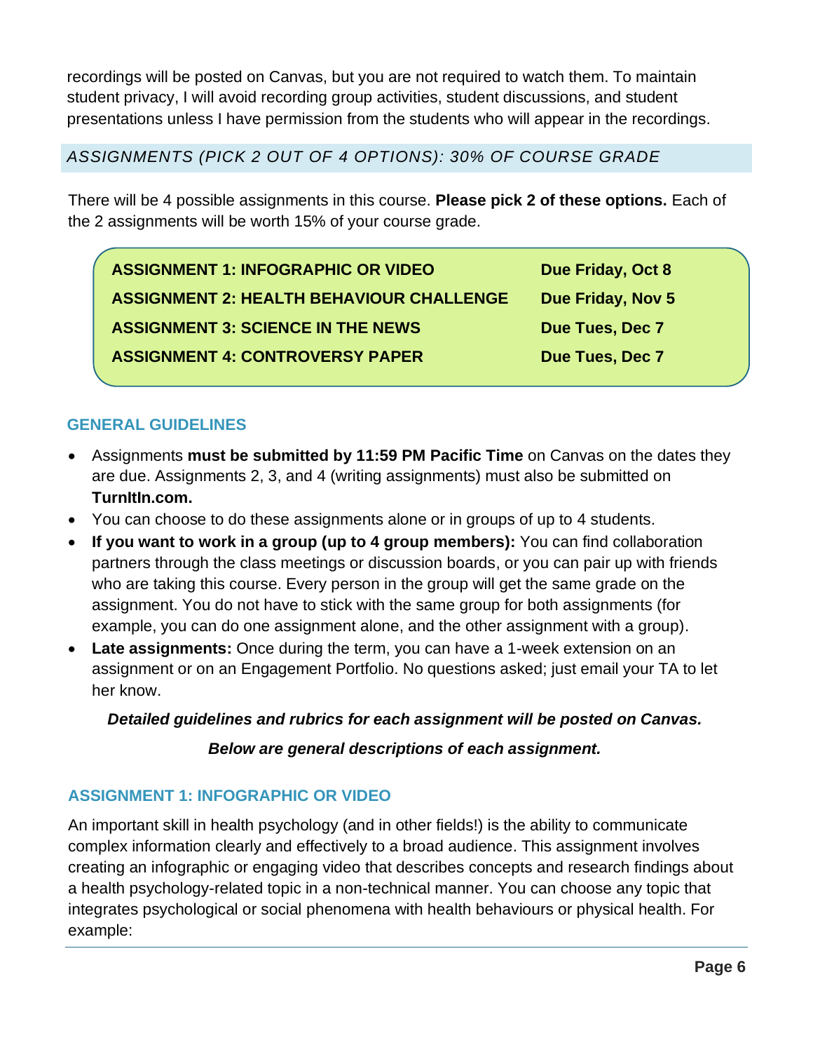recordings will be posted on Canvas, but you are not required to watch them. To maintain student privacy, I will avoid recording group activities, student discussions, and student presentations unless I have permission from the students who will appear in the recordings.

## *ASSIGNMENTS (PICK 2 OUT OF 4 OPTIONS): 30% OF COURSE GRADE*

There will be 4 possible assignments in this course. **Please pick 2 of these options.** Each of the 2 assignments will be worth 15% of your course grade.

| Assignment | Due Date |
| --- | --- |
| **ASSIGNMENT 1: INFOGRAPHIC OR VIDEO** | **Due Friday, Oct 8** |
| **ASSIGNMENT 2: HEALTH BEHAVIOUR CHALLENGE** | **Due Friday, Nov 5** |
| **ASSIGNMENT 3: SCIENCE IN THE NEWS** | **Due Tues, Dec 7** |
| **ASSIGNMENT 4: CONTROVERSY PAPER** | **Due Tues, Dec 7** |

### GENERAL GUIDELINES

- Assignments **must be submitted by 11:59 PM Pacific Time** on Canvas on the dates they are due. Assignments 2, 3, and 4 (writing assignments) must also be submitted on **TurnItIn.com.**
- You can choose to do these assignments alone or in groups of up to 4 students.
- **If you want to work in a group (up to 4 group members):** You can find collaboration partners through the class meetings or discussion boards, or you can pair up with friends who are taking this course. Every person in the group will get the same grade on the assignment. You do not have to stick with the same group for both assignments (for example, you can do one assignment alone, and the other assignment with a group).
- **Late assignments:** Once during the term, you can have a 1-week extension on an assignment or on an Engagement Portfolio. No questions asked; just email your TA to let her know.

***Detailed guidelines and rubrics for each assignment will be posted on Canvas.***

***Below are general descriptions of each assignment.***

### ASSIGNMENT 1: INFOGRAPHIC OR VIDEO

An important skill in health psychology (and in other fields!) is the ability to communicate complex information clearly and effectively to a broad audience. This assignment involves creating an infographic or engaging video that describes concepts and research findings about a health psychology-related topic in a non-technical manner. You can choose any topic that integrates psychological or social phenomena with health behaviours or physical health. For example: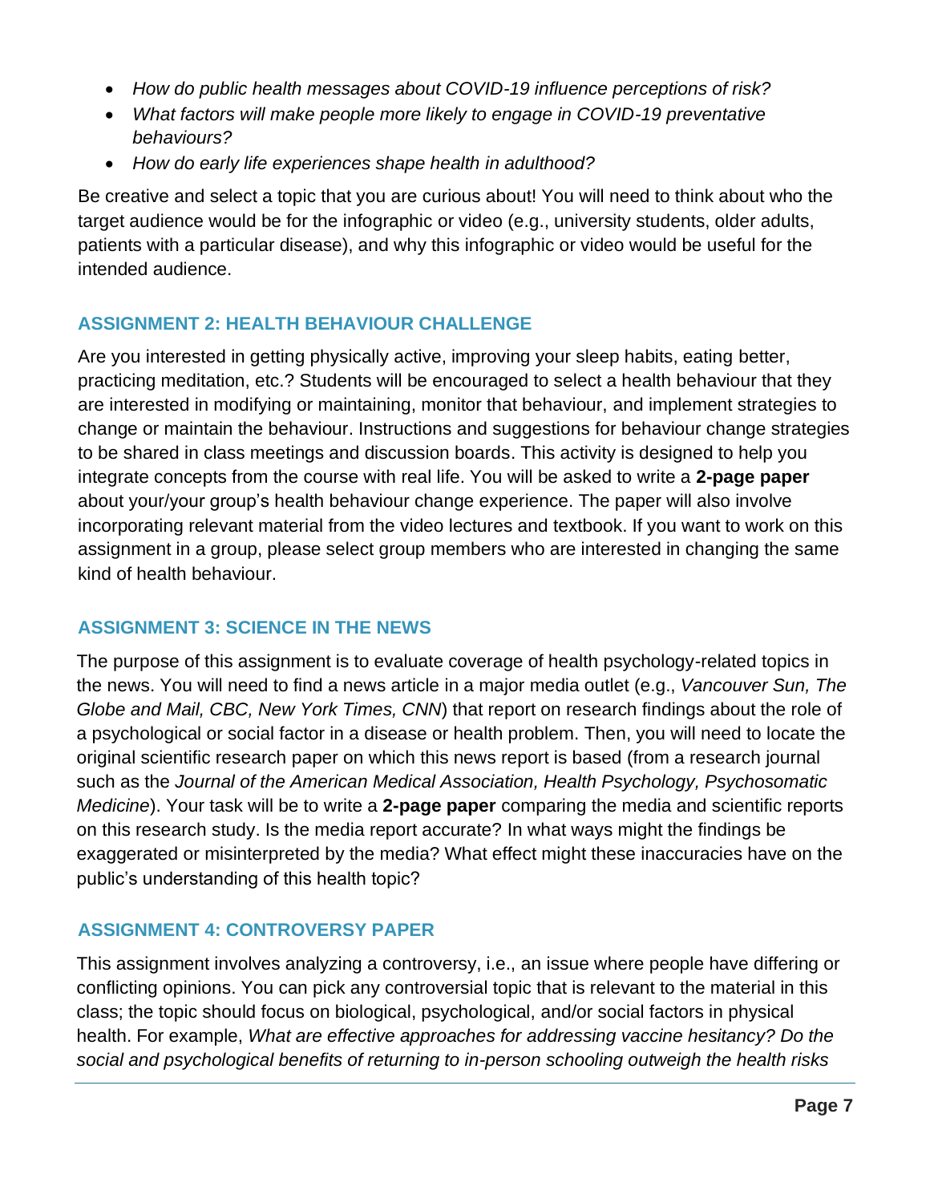- *How do public health messages about COVID-19 influence perceptions of risk?*
- *What factors will make people more likely to engage in COVID-19 preventative behaviours?*
- *How do early life experiences shape health in adulthood?*

Be creative and select a topic that you are curious about! You will need to think about who the target audience would be for the infographic or video (e.g., university students, older adults, patients with a particular disease), and why this infographic or video would be useful for the intended audience.

## ASSIGNMENT 2: HEALTH BEHAVIOUR CHALLENGE

Are you interested in getting physically active, improving your sleep habits, eating better, practicing meditation, etc.? Students will be encouraged to select a health behaviour that they are interested in modifying or maintaining, monitor that behaviour, and implement strategies to change or maintain the behaviour. Instructions and suggestions for behaviour change strategies to be shared in class meetings and discussion boards. This activity is designed to help you integrate concepts from the course with real life. You will be asked to write a **2-page paper** about your/your group's health behaviour change experience. The paper will also involve incorporating relevant material from the video lectures and textbook. If you want to work on this assignment in a group, please select group members who are interested in changing the same kind of health behaviour.

## ASSIGNMENT 3: SCIENCE IN THE NEWS

The purpose of this assignment is to evaluate coverage of health psychology-related topics in the news. You will need to find a news article in a major media outlet (e.g., *Vancouver Sun, The Globe and Mail, CBC, New York Times, CNN*) that report on research findings about the role of a psychological or social factor in a disease or health problem. Then, you will need to locate the original scientific research paper on which this news report is based (from a research journal such as the *Journal of the American Medical Association, Health Psychology, Psychosomatic Medicine*). Your task will be to write a **2-page paper** comparing the media and scientific reports on this research study. Is the media report accurate? In what ways might the findings be exaggerated or misinterpreted by the media? What effect might these inaccuracies have on the public's understanding of this health topic?

## ASSIGNMENT 4: CONTROVERSY PAPER

This assignment involves analyzing a controversy, i.e., an issue where people have differing or conflicting opinions. You can pick any controversial topic that is relevant to the material in this class; the topic should focus on biological, psychological, and/or social factors in physical health. For example, *What are effective approaches for addressing vaccine hesitancy? Do the social and psychological benefits of returning to in-person schooling outweigh the health risks*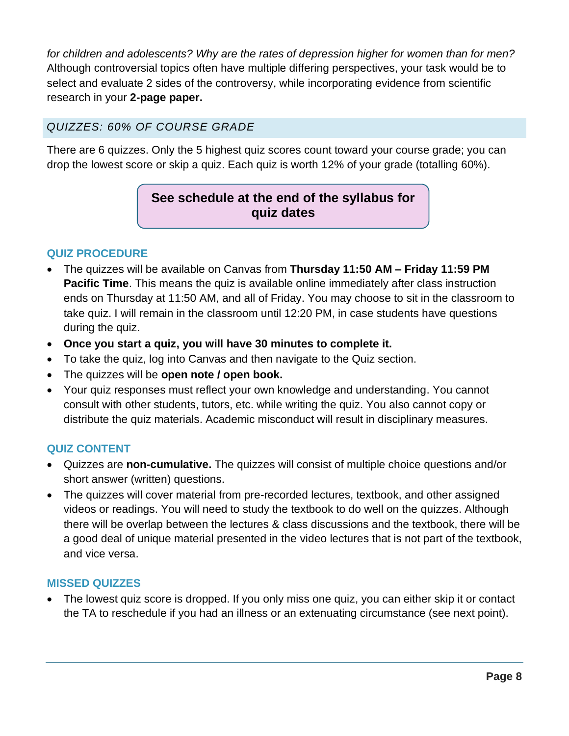*for children and adolescents? Why are the rates of depression higher for women than for men?* Although controversial topics often have multiple differing perspectives, your task would be to select and evaluate 2 sides of the controversy, while incorporating evidence from scientific research in your **2-page paper.**

## *QUIZZES: 60% OF COURSE GRADE*

There are 6 quizzes. Only the 5 highest quiz scores count toward your course grade; you can drop the lowest score or skip a quiz. Each quiz is worth 12% of your grade (totalling 60%).

**See schedule at the end of the syllabus for quiz dates**

### QUIZ PROCEDURE

- The quizzes will be available on Canvas from **Thursday 11:50 AM – Friday 11:59 PM Pacific Time**. This means the quiz is available online immediately after class instruction ends on Thursday at 11:50 AM, and all of Friday. You may choose to sit in the classroom to take quiz. I will remain in the classroom until 12:20 PM, in case students have questions during the quiz.
- **Once you start a quiz, you will have 30 minutes to complete it.**
- To take the quiz, log into Canvas and then navigate to the Quiz section.
- The quizzes will be **open note / open book.**
- Your quiz responses must reflect your own knowledge and understanding. You cannot consult with other students, tutors, etc. while writing the quiz. You also cannot copy or distribute the quiz materials. Academic misconduct will result in disciplinary measures.

### QUIZ CONTENT

- Quizzes are **non-cumulative.** The quizzes will consist of multiple choice questions and/or short answer (written) questions.
- The quizzes will cover material from pre-recorded lectures, textbook, and other assigned videos or readings. You will need to study the textbook to do well on the quizzes. Although there will be overlap between the lectures & class discussions and the textbook, there will be a good deal of unique material presented in the video lectures that is not part of the textbook, and vice versa.

### MISSED QUIZZES

- The lowest quiz score is dropped. If you only miss one quiz, you can either skip it or contact the TA to reschedule if you had an illness or an extenuating circumstance (see next point).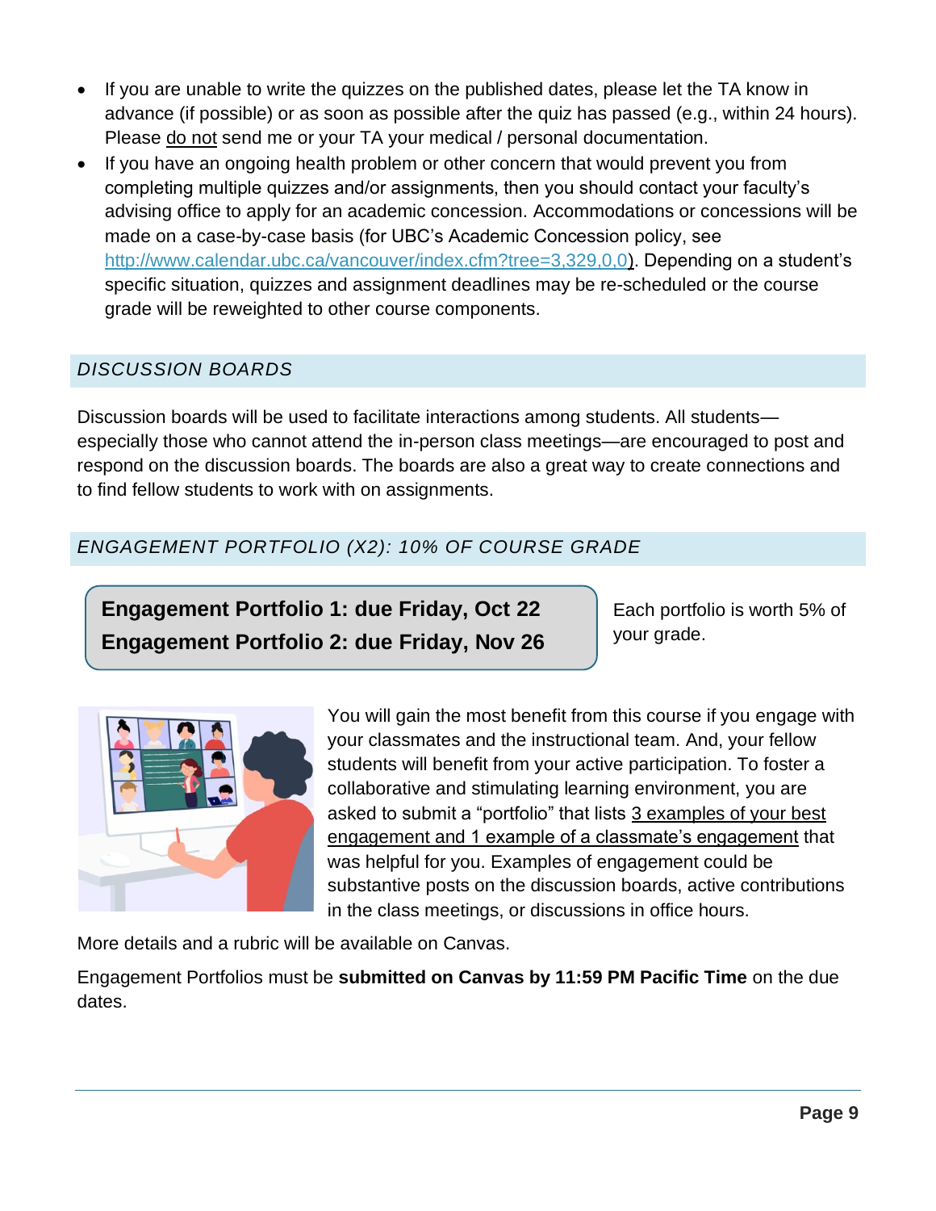- If you are unable to write the quizzes on the published dates, please let the TA know in advance (if possible) or as soon as possible after the quiz has passed (e.g., within 24 hours). Please do not send me or your TA your medical / personal documentation.
- If you have an ongoing health problem or other concern that would prevent you from completing multiple quizzes and/or assignments, then you should contact your faculty's advising office to apply for an academic concession. Accommodations or concessions will be made on a case-by-case basis (for UBC's Academic Concession policy, see http://www.calendar.ubc.ca/vancouver/index.cfm?tree=3,329,0,0). Depending on a student's specific situation, quizzes and assignment deadlines may be re-scheduled or the course grade will be reweighted to other course components.

## *DISCUSSION BOARDS*

Discussion boards will be used to facilitate interactions among students. All students—especially those who cannot attend the in-person class meetings—are encouraged to post and respond on the discussion boards. The boards are also a great way to create connections and to find fellow students to work with on assignments.

## *ENGAGEMENT PORTFOLIO (X2): 10% OF COURSE GRADE*

**Engagement Portfolio 1: due Friday, Oct 22**
**Engagement Portfolio 2: due Friday, Nov 26**

Each portfolio is worth 5% of your grade.

You will gain the most benefit from this course if you engage with your classmates and the instructional team. And, your fellow students will benefit from your active participation. To foster a collaborative and stimulating learning environment, you are asked to submit a "portfolio" that lists 3 examples of your best engagement and 1 example of a classmate's engagement that was helpful for you. Examples of engagement could be substantive posts on the discussion boards, active contributions in the class meetings, or discussions in office hours.

More details and a rubric will be available on Canvas.

Engagement Portfolios must be **submitted on Canvas by 11:59 PM Pacific Time** on the due dates.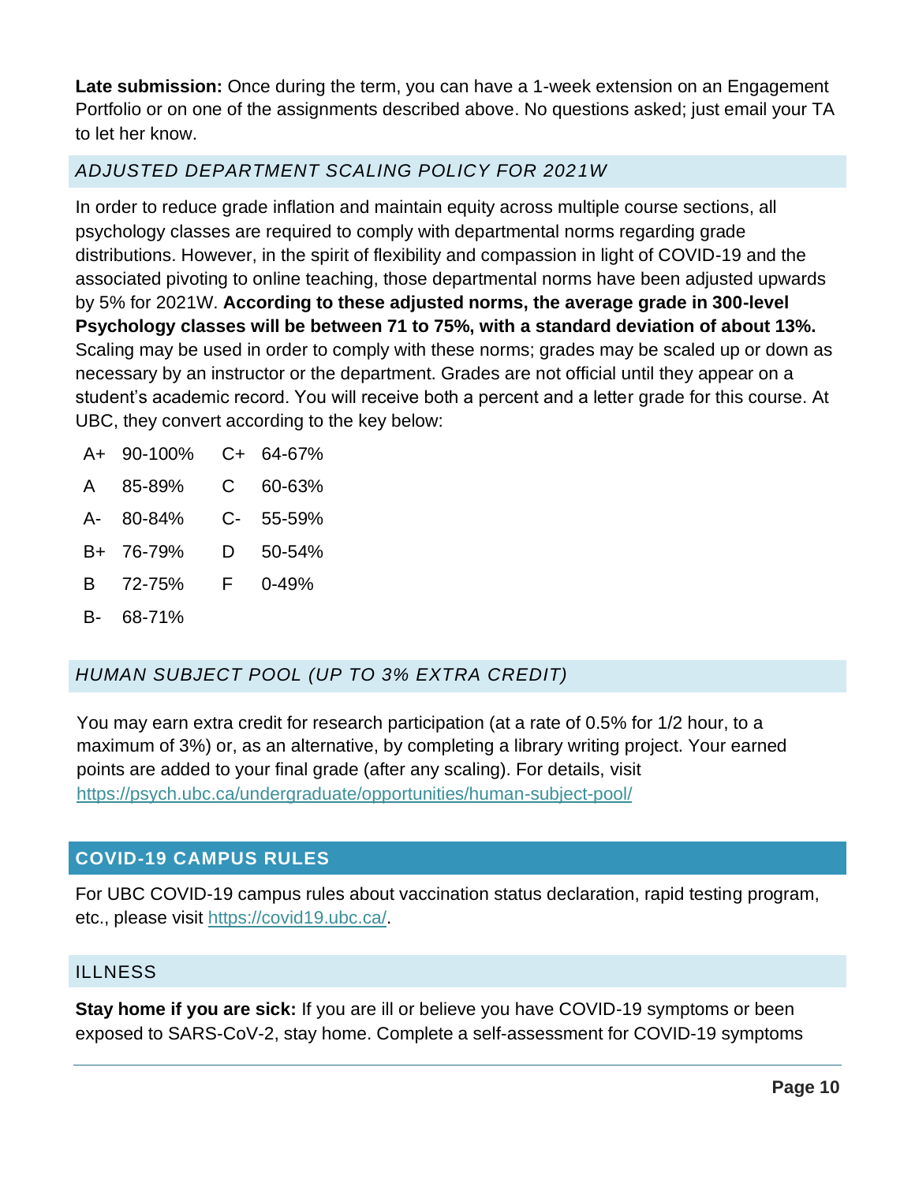**Late submission:** Once during the term, you can have a 1-week extension on an Engagement Portfolio or on one of the assignments described above. No questions asked; just email your TA to let her know.

### *ADJUSTED DEPARTMENT SCALING POLICY FOR 2021W*

In order to reduce grade inflation and maintain equity across multiple course sections, all psychology classes are required to comply with departmental norms regarding grade distributions. However, in the spirit of flexibility and compassion in light of COVID-19 and the associated pivoting to online teaching, those departmental norms have been adjusted upwards by 5% for 2021W. **According to these adjusted norms, the average grade in 300-level Psychology classes will be between 71 to 75%, with a standard deviation of about 13%.** Scaling may be used in order to comply with these norms; grades may be scaled up or down as necessary by an instructor or the department. Grades are not official until they appear on a student's academic record. You will receive both a percent and a letter grade for this course. At UBC, they convert according to the key below:

| | | | |
|---|---|---|---|
| A+ | 90-100% | C+ | 64-67% |
| A | 85-89% | C | 60-63% |
| A- | 80-84% | C- | 55-59% |
| B+ | 76-79% | D | 50-54% |
| B | 72-75% | F | 0-49% |
| B- | 68-71% | | |

### *HUMAN SUBJECT POOL (UP TO 3% EXTRA CREDIT)*

You may earn extra credit for research participation (at a rate of 0.5% for 1/2 hour, to a maximum of 3%) or, as an alternative, by completing a library writing project. Your earned points are added to your final grade (after any scaling). For details, visit https://psych.ubc.ca/undergraduate/opportunities/human-subject-pool/

## COVID-19 CAMPUS RULES

For UBC COVID-19 campus rules about vaccination status declaration, rapid testing program, etc., please visit https://covid19.ubc.ca/.

### ILLNESS

**Stay home if you are sick:** If you are ill or believe you have COVID-19 symptoms or been exposed to SARS-CoV-2, stay home. Complete a self-assessment for COVID-19 symptoms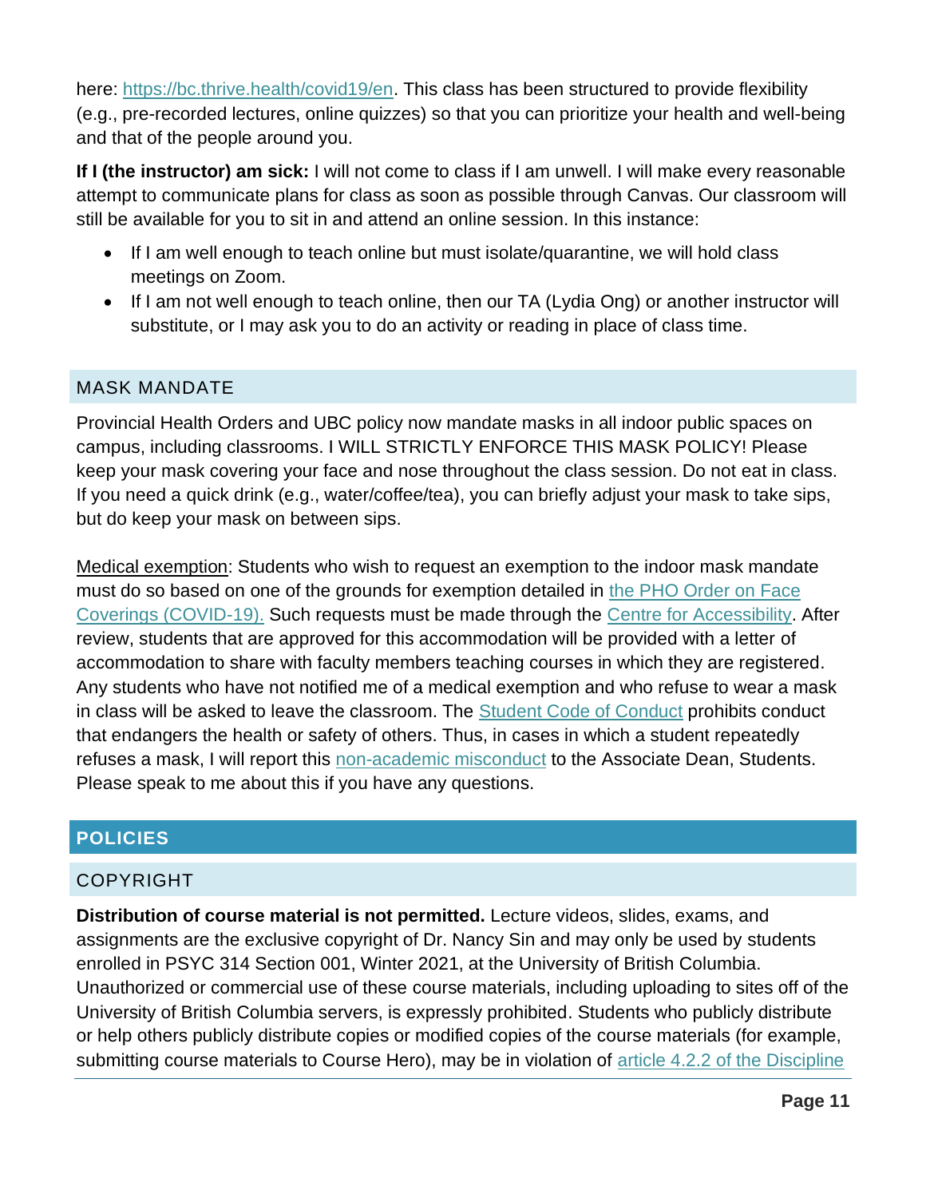here: [https://bc.thrive.health/covid19/en](https://bc.thrive.health/covid19/en). This class has been structured to provide flexibility (e.g., pre-recorded lectures, online quizzes) so that you can prioritize your health and well-being and that of the people around you.

**If I (the instructor) am sick:** I will not come to class if I am unwell. I will make every reasonable attempt to communicate plans for class as soon as possible through Canvas. Our classroom will still be available for you to sit in and attend an online session. In this instance:

- If I am well enough to teach online but must isolate/quarantine, we will hold class meetings on Zoom.
- If I am not well enough to teach online, then our TA (Lydia Ong) or another instructor will substitute, or I may ask you to do an activity or reading in place of class time.

### MASK MANDATE

Provincial Health Orders and UBC policy now mandate masks in all indoor public spaces on campus, including classrooms. I WILL STRICTLY ENFORCE THIS MASK POLICY! Please keep your mask covering your face and nose throughout the class session. Do not eat in class. If you need a quick drink (e.g., water/coffee/tea), you can briefly adjust your mask to take sips, but do keep your mask on between sips.

Medical exemption: Students who wish to request an exemption to the indoor mask mandate must do so based on one of the grounds for exemption detailed in the PHO Order on Face Coverings (COVID-19). Such requests must be made through the Centre for Accessibility. After review, students that are approved for this accommodation will be provided with a letter of accommodation to share with faculty members teaching courses in which they are registered. Any students who have not notified me of a medical exemption and who refuse to wear a mask in class will be asked to leave the classroom. The Student Code of Conduct prohibits conduct that endangers the health or safety of others. Thus, in cases in which a student repeatedly refuses a mask, I will report this non-academic misconduct to the Associate Dean, Students. Please speak to me about this if you have any questions.

## POLICIES

### COPYRIGHT

**Distribution of course material is not permitted.** Lecture videos, slides, exams, and assignments are the exclusive copyright of Dr. Nancy Sin and may only be used by students enrolled in PSYC 314 Section 001, Winter 2021, at the University of British Columbia. Unauthorized or commercial use of these course materials, including uploading to sites off of the University of British Columbia servers, is expressly prohibited. Students who publicly distribute or help others publicly distribute copies or modified copies of the course materials (for example, submitting course materials to Course Hero), may be in violation of article 4.2.2 of the Discipline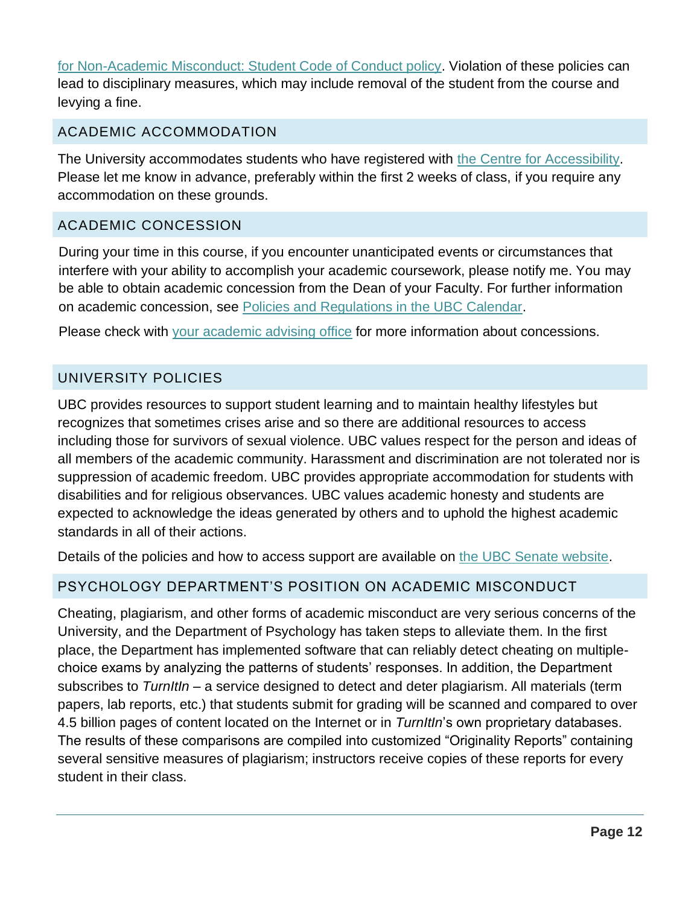for Non-Academic Misconduct: Student Code of Conduct policy. Violation of these policies can lead to disciplinary measures, which may include removal of the student from the course and levying a fine.

## ACADEMIC ACCOMMODATION

The University accommodates students who have registered with the Centre for Accessibility. Please let me know in advance, preferably within the first 2 weeks of class, if you require any accommodation on these grounds.

## ACADEMIC CONCESSION

During your time in this course, if you encounter unanticipated events or circumstances that interfere with your ability to accomplish your academic coursework, please notify me. You may be able to obtain academic concession from the Dean of your Faculty. For further information on academic concession, see Policies and Regulations in the UBC Calendar.

Please check with your academic advising office for more information about concessions.

## UNIVERSITY POLICIES

UBC provides resources to support student learning and to maintain healthy lifestyles but recognizes that sometimes crises arise and so there are additional resources to access including those for survivors of sexual violence. UBC values respect for the person and ideas of all members of the academic community. Harassment and discrimination are not tolerated nor is suppression of academic freedom. UBC provides appropriate accommodation for students with disabilities and for religious observances. UBC values academic honesty and students are expected to acknowledge the ideas generated by others and to uphold the highest academic standards in all of their actions.

Details of the policies and how to access support are available on the UBC Senate website.

## PSYCHOLOGY DEPARTMENT'S POSITION ON ACADEMIC MISCONDUCT

Cheating, plagiarism, and other forms of academic misconduct are very serious concerns of the University, and the Department of Psychology has taken steps to alleviate them. In the first place, the Department has implemented software that can reliably detect cheating on multiple-choice exams by analyzing the patterns of students' responses. In addition, the Department subscribes to *TurnItIn* – a service designed to detect and deter plagiarism. All materials (term papers, lab reports, etc.) that students submit for grading will be scanned and compared to over 4.5 billion pages of content located on the Internet or in *TurnItIn*'s own proprietary databases. The results of these comparisons are compiled into customized "Originality Reports" containing several sensitive measures of plagiarism; instructors receive copies of these reports for every student in their class.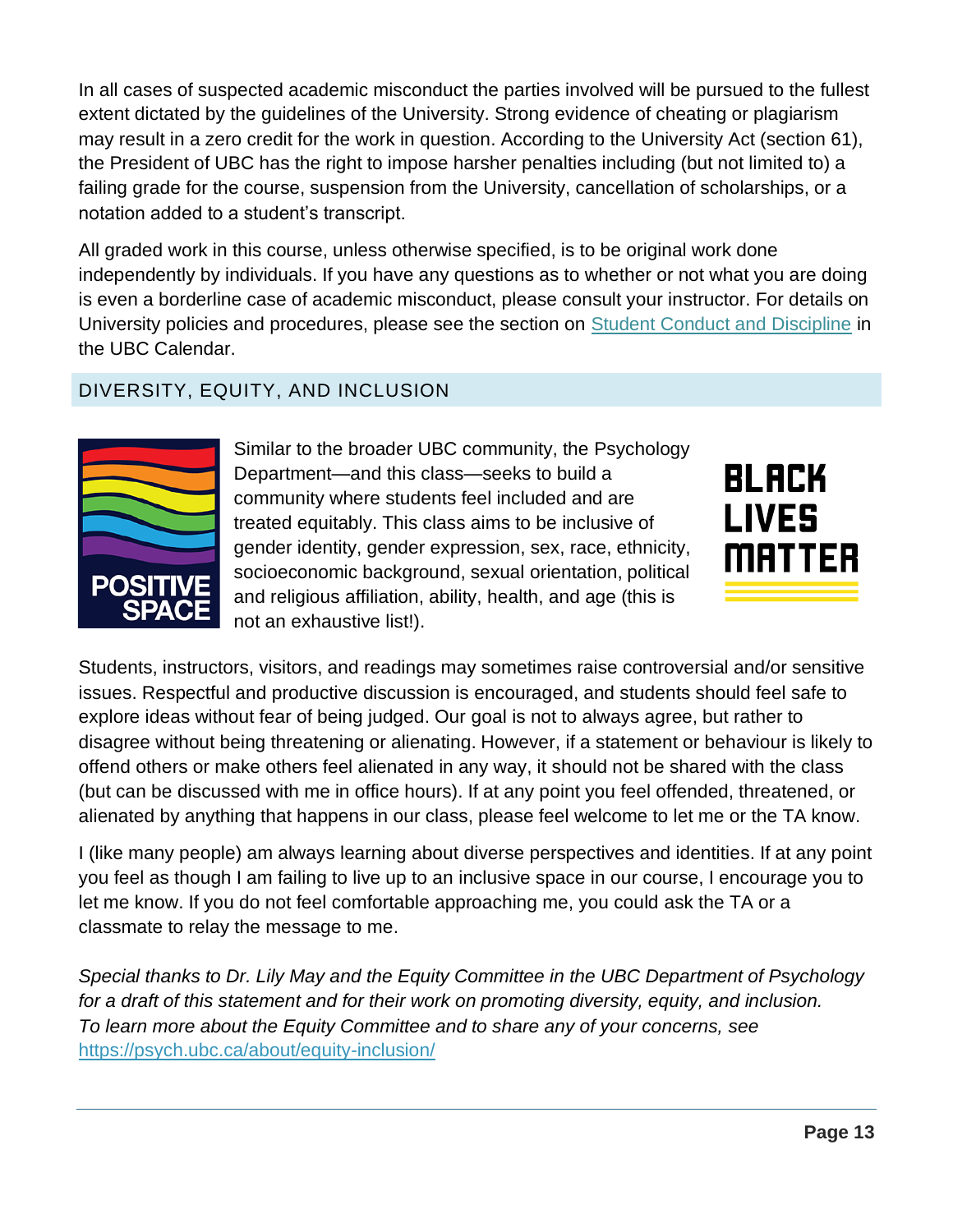In all cases of suspected academic misconduct the parties involved will be pursued to the fullest extent dictated by the guidelines of the University. Strong evidence of cheating or plagiarism may result in a zero credit for the work in question. According to the University Act (section 61), the President of UBC has the right to impose harsher penalties including (but not limited to) a failing grade for the course, suspension from the University, cancellation of scholarships, or a notation added to a student's transcript.

All graded work in this course, unless otherwise specified, is to be original work done independently by individuals. If you have any questions as to whether or not what you are doing is even a borderline case of academic misconduct, please consult your instructor. For details on University policies and procedures, please see the section on [Student Conduct and Discipline]() in the UBC Calendar.

## DIVERSITY, EQUITY, AND INCLUSION

Similar to the broader UBC community, the Psychology Department—and this class—seeks to build a community where students feel included and are treated equitably. This class aims to be inclusive of gender identity, gender expression, sex, race, ethnicity, socioeconomic background, sexual orientation, political and religious affiliation, ability, health, and age (this is not an exhaustive list!).

Students, instructors, visitors, and readings may sometimes raise controversial and/or sensitive issues. Respectful and productive discussion is encouraged, and students should feel safe to explore ideas without fear of being judged. Our goal is not to always agree, but rather to disagree without being threatening or alienating. However, if a statement or behaviour is likely to offend others or make others feel alienated in any way, it should not be shared with the class (but can be discussed with me in office hours). If at any point you feel offended, threatened, or alienated by anything that happens in our class, please feel welcome to let me or the TA know.

I (like many people) am always learning about diverse perspectives and identities. If at any point you feel as though I am failing to live up to an inclusive space in our course, I encourage you to let me know. If you do not feel comfortable approaching me, you could ask the TA or a classmate to relay the message to me.

*Special thanks to Dr. Lily May and the Equity Committee in the UBC Department of Psychology for a draft of this statement and for their work on promoting diversity, equity, and inclusion. To learn more about the Equity Committee and to share any of your concerns, see* [https://psych.ubc.ca/about/equity-inclusion/](https://psych.ubc.ca/about/equity-inclusion/)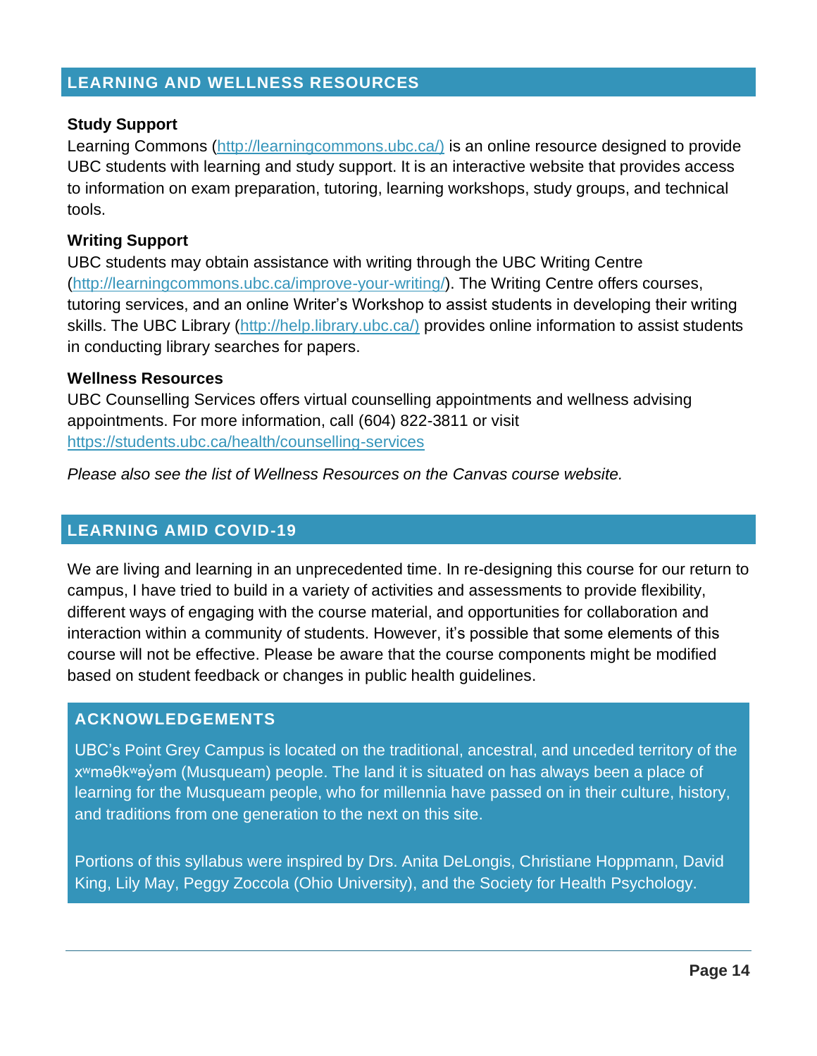## LEARNING AND WELLNESS RESOURCES

### Study Support

Learning Commons (http://learningcommons.ubc.ca/) is an online resource designed to provide UBC students with learning and study support. It is an interactive website that provides access to information on exam preparation, tutoring, learning workshops, study groups, and technical tools.

### Writing Support

UBC students may obtain assistance with writing through the UBC Writing Centre (http://learningcommons.ubc.ca/improve-your-writing/). The Writing Centre offers courses, tutoring services, and an online Writer's Workshop to assist students in developing their writing skills. The UBC Library (http://help.library.ubc.ca/) provides online information to assist students in conducting library searches for papers.

### Wellness Resources

UBC Counselling Services offers virtual counselling appointments and wellness advising appointments. For more information, call (604) 822-3811 or visit https://students.ubc.ca/health/counselling-services

*Please also see the list of Wellness Resources on the Canvas course website.*

## LEARNING AMID COVID-19

We are living and learning in an unprecedented time. In re-designing this course for our return to campus, I have tried to build in a variety of activities and assessments to provide flexibility, different ways of engaging with the course material, and opportunities for collaboration and interaction within a community of students. However, it's possible that some elements of this course will not be effective. Please be aware that the course components might be modified based on student feedback or changes in public health guidelines.

## ACKNOWLEDGEMENTS

UBC's Point Grey Campus is located on the traditional, ancestral, and unceded territory of the xʷməθkʷəy̓əm (Musqueam) people. The land it is situated on has always been a place of learning for the Musqueam people, who for millennia have passed on in their culture, history, and traditions from one generation to the next on this site.

Portions of this syllabus were inspired by Drs. Anita DeLongis, Christiane Hoppmann, David King, Lily May, Peggy Zoccola (Ohio University), and the Society for Health Psychology.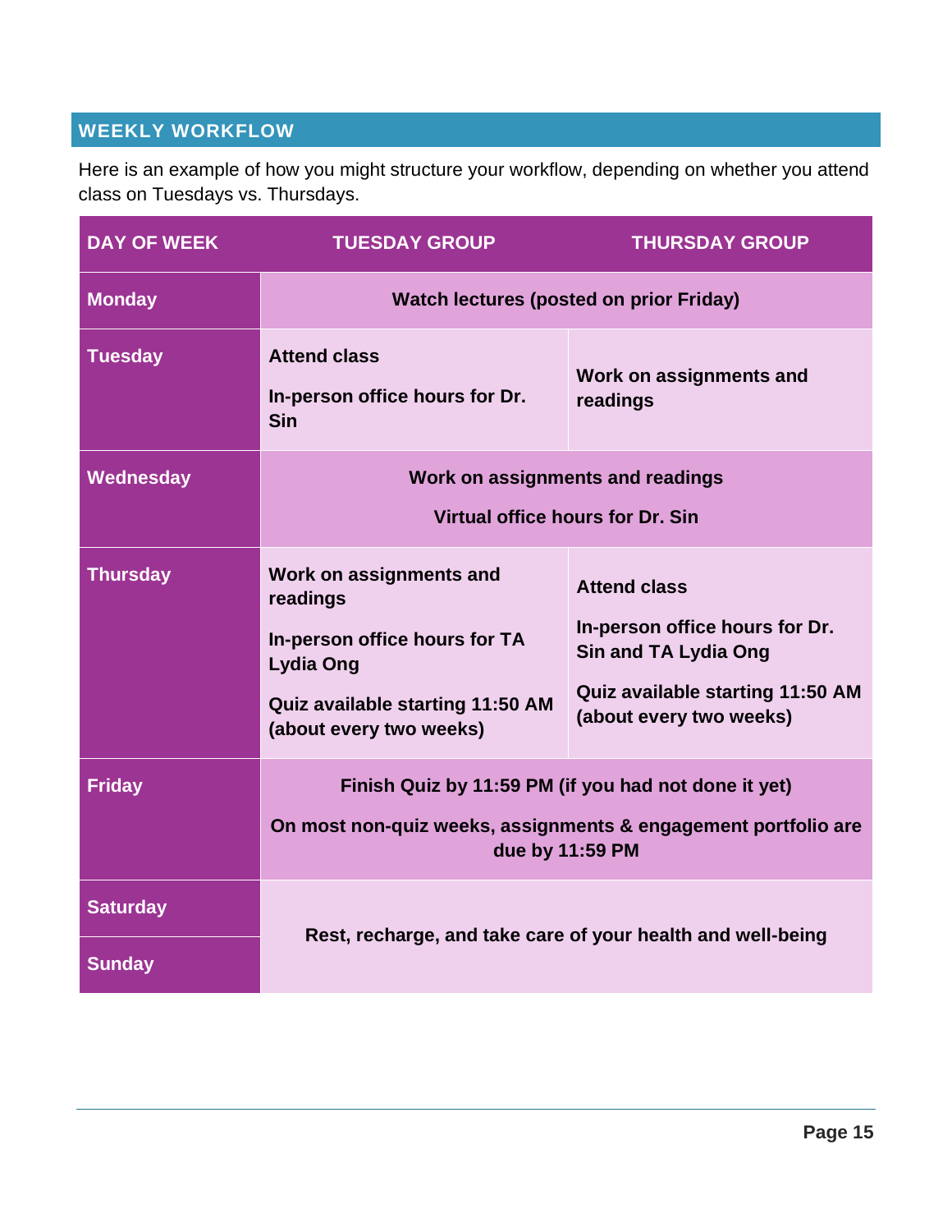## WEEKLY WORKFLOW

Here is an example of how you might structure your workflow, depending on whether you attend class on Tuesdays vs. Thursdays.

| DAY OF WEEK | TUESDAY GROUP | THURSDAY GROUP |
|---|---|---|
| **Monday** | **Watch lectures (posted on prior Friday)** | |
| **Tuesday** | **Attend class**<br><br>**In-person office hours for Dr. Sin** | **Work on assignments and readings** |
| **Wednesday** | **Work on assignments and readings**<br><br>**Virtual office hours for Dr. Sin** | |
| **Thursday** | **Work on assignments and readings**<br><br>**In-person office hours for TA Lydia Ong**<br><br>**Quiz available starting 11:50 AM (about every two weeks)** | **Attend class**<br><br>**In-person office hours for Dr. Sin and TA Lydia Ong**<br><br>**Quiz available starting 11:50 AM (about every two weeks)** |
| **Friday** | **Finish Quiz by 11:59 PM (if you had not done it yet)**<br><br>**On most non-quiz weeks, assignments & engagement portfolio are due by 11:59 PM** | |
| **Saturday** | **Rest, recharge, and take care of your health and well-being** | |
| **Sunday** | | |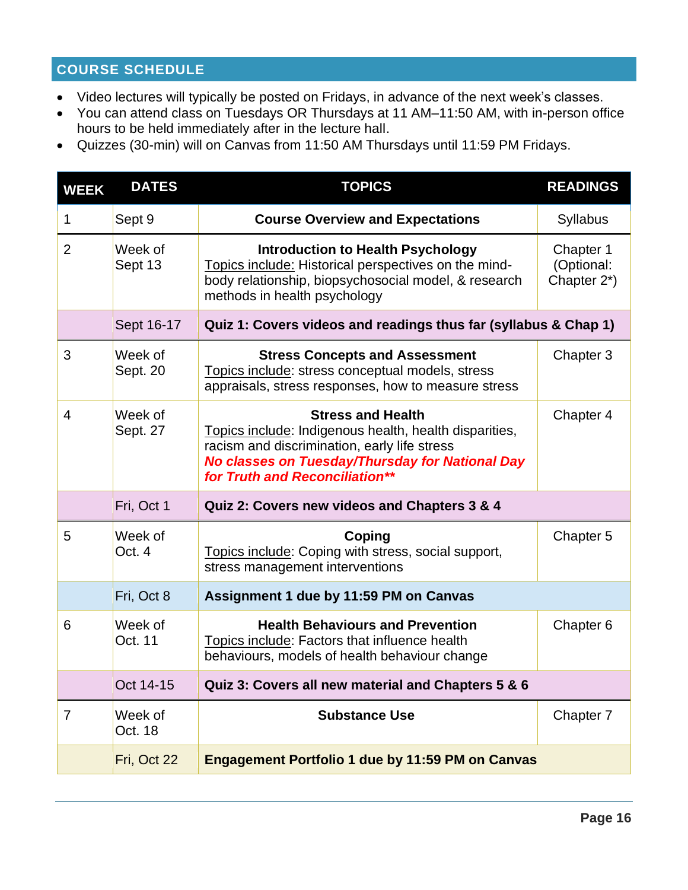## COURSE SCHEDULE

- Video lectures will typically be posted on Fridays, in advance of the next week's classes.
- You can attend class on Tuesdays OR Thursdays at 11 AM–11:50 AM, with in-person office hours to be held immediately after in the lecture hall.
- Quizzes (30-min) will on Canvas from 11:50 AM Thursdays until 11:59 PM Fridays.

| WEEK | DATES | TOPICS | READINGS |
|---|---|---|---|
| 1 | Sept 9 | **Course Overview and Expectations** | Syllabus |
| 2 | Week of Sept 13 | **Introduction to Health Psychology**<br>Topics include: Historical perspectives on the mind-body relationship, biopsychosocial model, & research methods in health psychology | Chapter 1 (Optional: Chapter 2*) |
| | Sept 16-17 | **Quiz 1: Covers videos and readings thus far (syllabus & Chap 1)** | |
| 3 | Week of Sept. 20 | **Stress Concepts and Assessment**<br>Topics include: stress conceptual models, stress appraisals, stress responses, how to measure stress | Chapter 3 |
| 4 | Week of Sept. 27 | **Stress and Health**<br>Topics include: Indigenous health, health disparities, racism and discrimination, early life stress<br>***No classes on Tuesday/Thursday for National Day for Truth and Reconciliation**** | Chapter 4 |
| | Fri, Oct 1 | **Quiz 2: Covers new videos and Chapters 3 & 4** | |
| 5 | Week of Oct. 4 | **Coping**<br>Topics include: Coping with stress, social support, stress management interventions | Chapter 5 |
| | Fri, Oct 8 | **Assignment 1 due by 11:59 PM on Canvas** | |
| 6 | Week of Oct. 11 | **Health Behaviours and Prevention**<br>Topics include: Factors that influence health behaviours, models of health behaviour change | Chapter 6 |
| | Oct 14-15 | **Quiz 3: Covers all new material and Chapters 5 & 6** | |
| 7 | Week of Oct. 18 | **Substance Use** | Chapter 7 |
| | Fri, Oct 22 | **Engagement Portfolio 1 due by 11:59 PM on Canvas** | |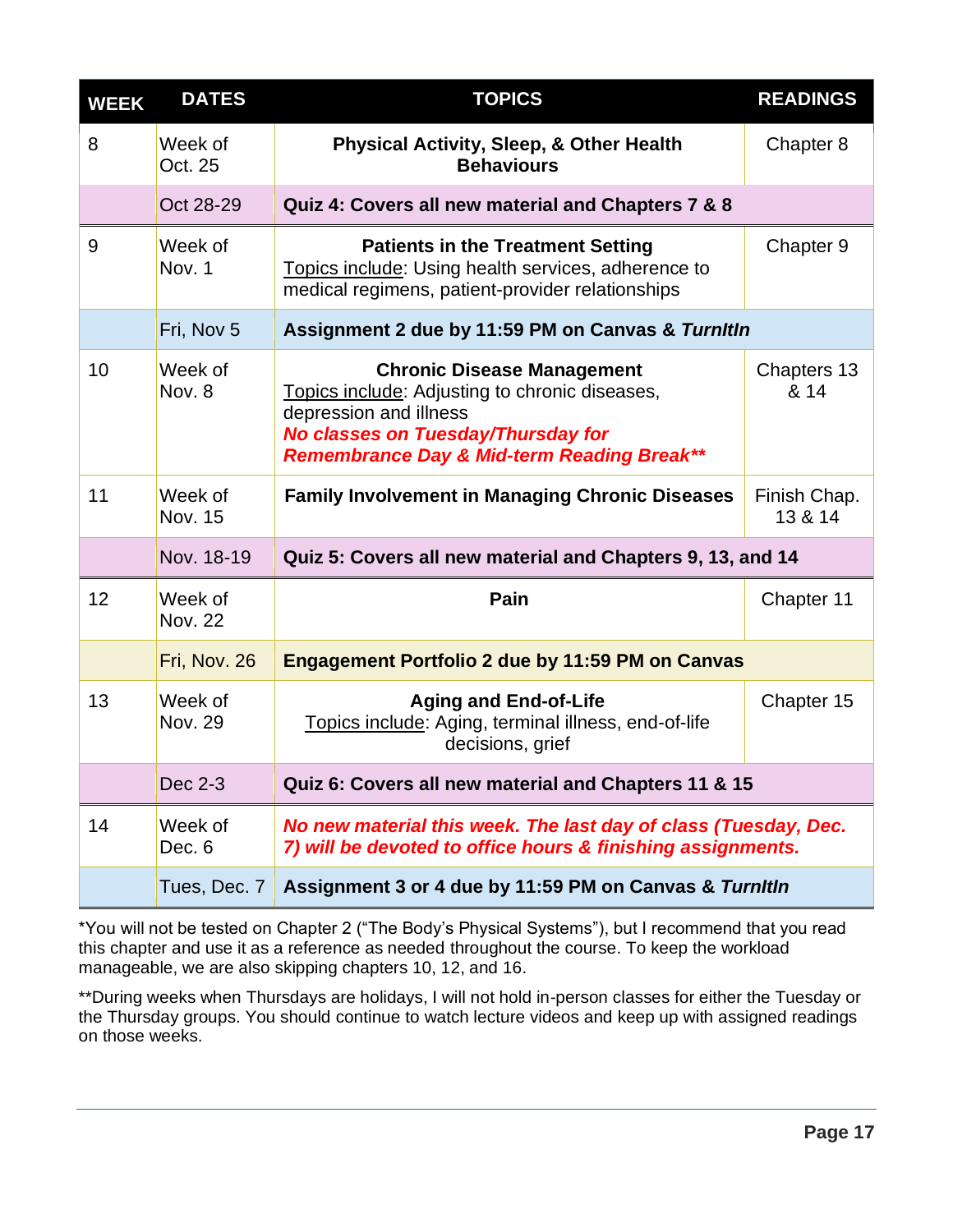| WEEK | DATES | TOPICS | READINGS |
|---|---|---|---|
| 8 | Week of Oct. 25 | **Physical Activity, Sleep, & Other Health Behaviours** | Chapter 8 |
| | Oct 28-29 | **Quiz 4: Covers all new material and Chapters 7 & 8** | |
| 9 | Week of Nov. 1 | **Patients in the Treatment Setting** Topics include: Using health services, adherence to medical regimens, patient-provider relationships | Chapter 9 |
| | Fri, Nov 5 | **Assignment 2 due by 11:59 PM on Canvas & *TurnItIn*** | |
| 10 | Week of Nov. 8 | **Chronic Disease Management** Topics include: Adjusting to chronic diseases, depression and illness ***No classes on Tuesday/Thursday for Remembrance Day & Mid-term Reading Break**** | Chapters 13 & 14 |
| 11 | Week of Nov. 15 | **Family Involvement in Managing Chronic Diseases** | Finish Chap. 13 & 14 |
| | Nov. 18-19 | **Quiz 5: Covers all new material and Chapters 9, 13, and 14** | |
| 12 | Week of Nov. 22 | **Pain** | Chapter 11 |
| | Fri, Nov. 26 | **Engagement Portfolio 2 due by 11:59 PM on Canvas** | |
| 13 | Week of Nov. 29 | **Aging and End-of-Life** Topics include: Aging, terminal illness, end-of-life decisions, grief | Chapter 15 |
| | Dec 2-3 | **Quiz 6: Covers all new material and Chapters 11 & 15** | |
| 14 | Week of Dec. 6 | ***No new material this week. The last day of class (Tuesday, Dec. 7) will be devoted to office hours & finishing assignments.*** | |
| | Tues, Dec. 7 | **Assignment 3 or 4 due by 11:59 PM on Canvas & *TurnItIn*** | |

*You will not be tested on Chapter 2 ("The Body's Physical Systems"), but I recommend that you read this chapter and use it as a reference as needed throughout the course. To keep the workload manageable, we are also skipping chapters 10, 12, and 16.

**During weeks when Thursdays are holidays, I will not hold in-person classes for either the Tuesday or the Thursday groups. You should continue to watch lecture videos and keep up with assigned readings on those weeks.